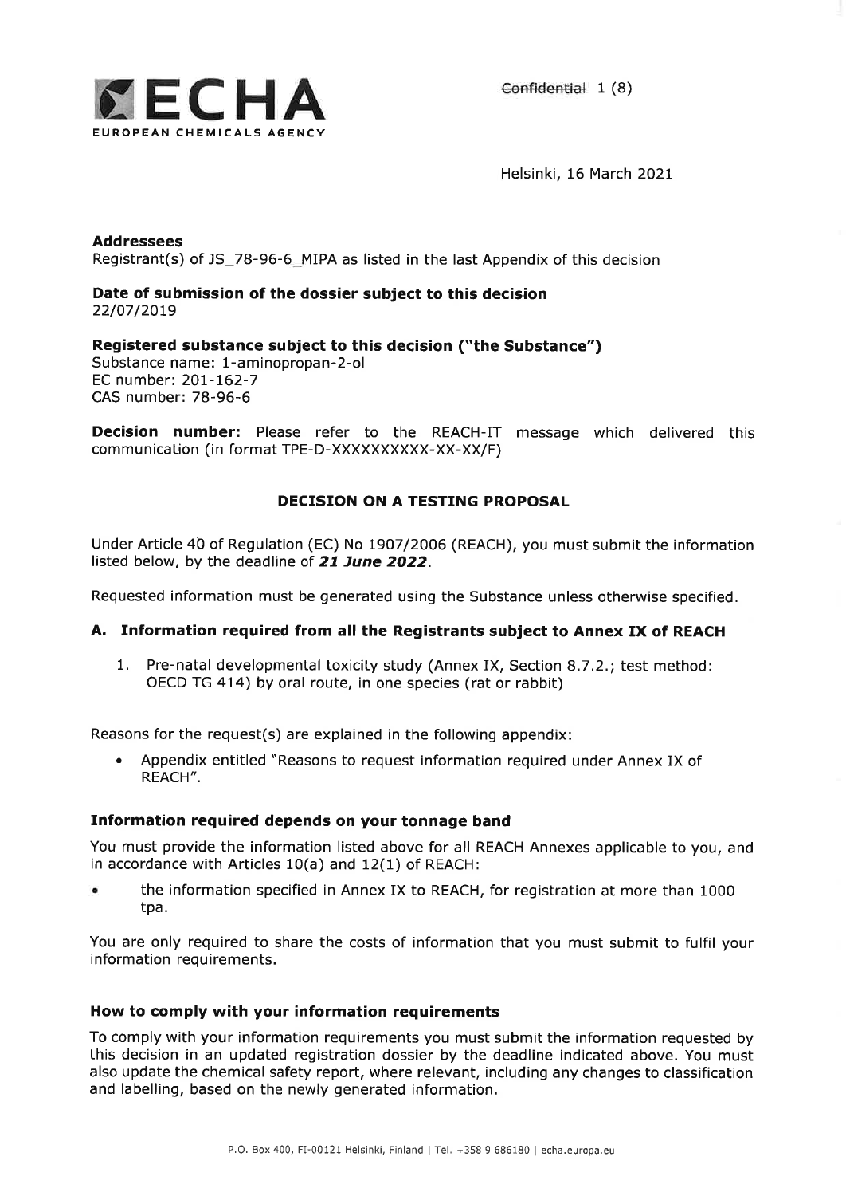ECHA
EUROPEAN CHEMICALS AGENCY

~~Confidential~~

Helsinki, 16 March 2021

**Addressees**
Registrant(s) of JS_78-96-6_MIPA as listed in the last Appendix of this decision

**Date of submission of the dossier subject to this decision**
22/07/2019

**Registered substance subject to this decision ("the Substance")**
Substance name: 1-aminopropan-2-ol
EC number: 201-162-7
CAS number: 78-96-6

**Decision number:** Please refer to the REACH-IT message which delivered this communication (in format TPE-D-XXXXXXXXXX-XX-XX/F)

## DECISION ON A TESTING PROPOSAL

Under Article 40 of Regulation (EC) No 1907/2006 (REACH), you must submit the information listed below, by the deadline of ***21 June 2022***.

Requested information must be generated using the Substance unless otherwise specified.

### A. Information required from all the Registrants subject to Annex IX of REACH

1. Pre-natal developmental toxicity study (Annex IX, Section 8.7.2.; test method: OECD TG 414) by oral route, in one species (rat or rabbit)

Reasons for the request(s) are explained in the following appendix:

- Appendix entitled "Reasons to request information required under Annex IX of REACH".

### Information required depends on your tonnage band

You must provide the information listed above for all REACH Annexes applicable to you, and in accordance with Articles 10(a) and 12(1) of REACH:

- the information specified in Annex IX to REACH, for registration at more than 1000 tpa.

You are only required to share the costs of information that you must submit to fulfil your information requirements.

### How to comply with your information requirements

To comply with your information requirements you must submit the information requested by this decision in an updated registration dossier by the deadline indicated above. You must also update the chemical safety report, where relevant, including any changes to classification and labelling, based on the newly generated information.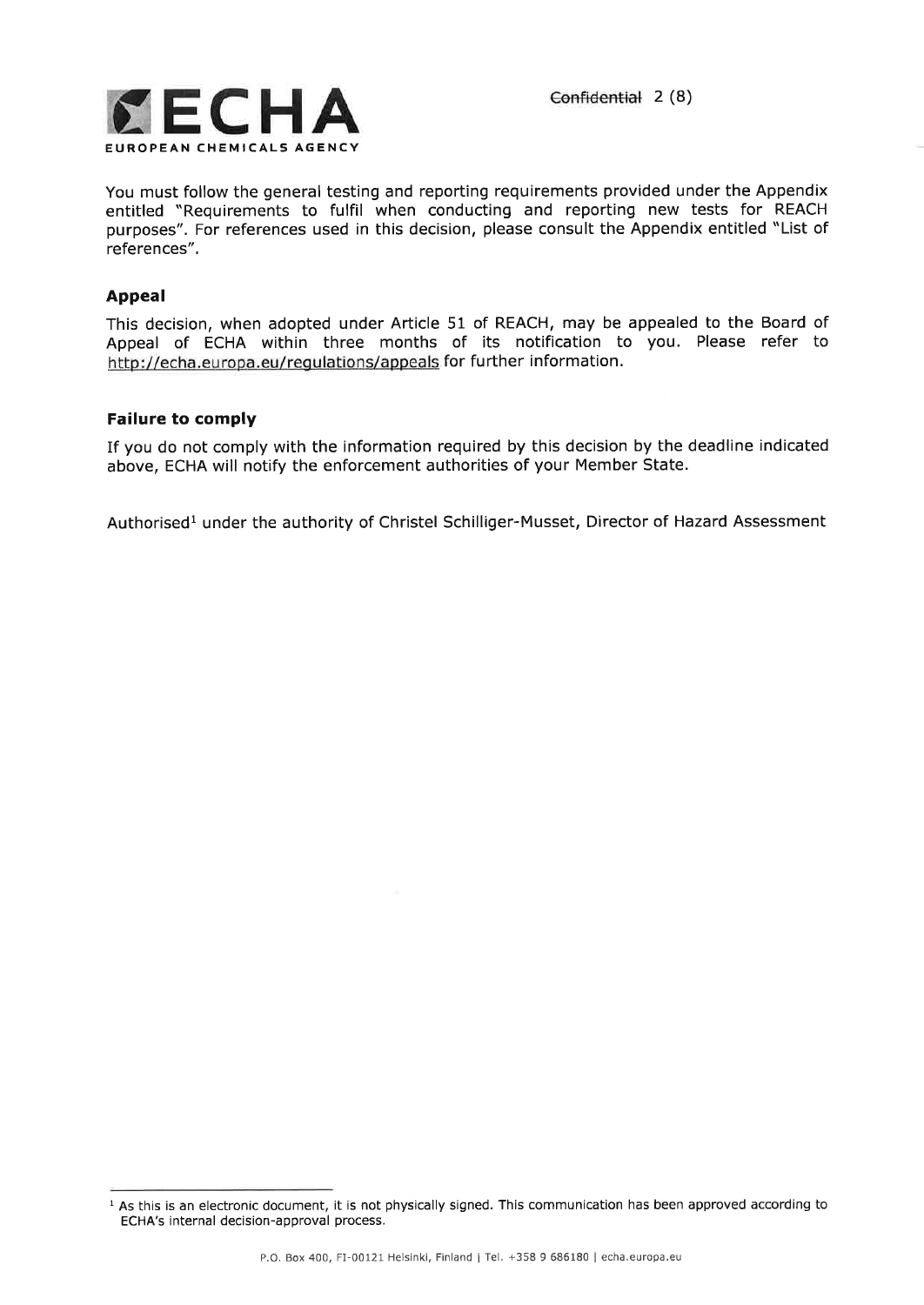You must follow the general testing and reporting requirements provided under the Appendix entitled "Requirements to fulfil when conducting and reporting new tests for REACH purposes". For references used in this decision, please consult the Appendix entitled "List of references".

### Appeal

This decision, when adopted under Article 51 of REACH, may be appealed to the Board of Appeal of ECHA within three months of its notification to you. Please refer to http://echa.europa.eu/regulations/appeals for further information.

### Failure to comply

If you do not comply with the information required by this decision by the deadline indicated above, ECHA will notify the enforcement authorities of your Member State.

Authorised[1] under the authority of Christel Schilliger-Musset, Director of Hazard Assessment

---

[1] As this is an electronic document, it is not physically signed. This communication has been approved according to ECHA's internal decision-approval process.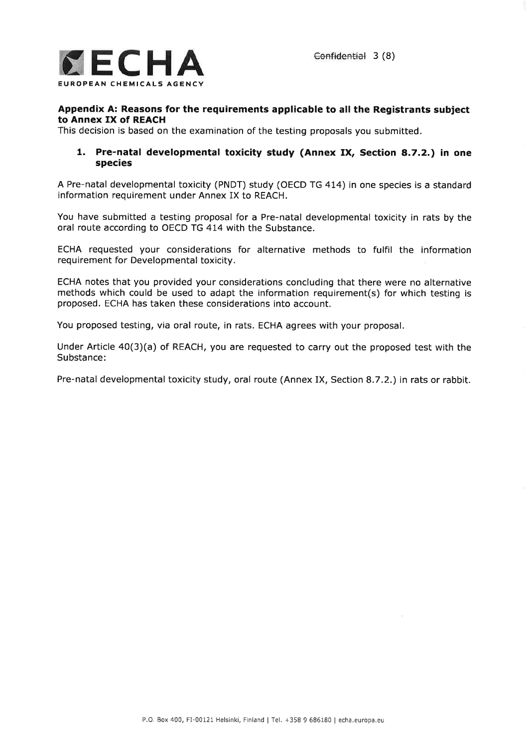## Appendix A: Reasons for the requirements applicable to all the Registrants subject to Annex IX of REACH

This decision is based on the examination of the testing proposals you submitted.

### 1. Pre-natal developmental toxicity study (Annex IX, Section 8.7.2.) in one species

A Pre-natal developmental toxicity (PNDT) study (OECD TG 414) in one species is a standard information requirement under Annex IX to REACH.

You have submitted a testing proposal for a Pre-natal developmental toxicity in rats by the oral route according to OECD TG 414 with the Substance.

ECHA requested your considerations for alternative methods to fulfil the information requirement for Developmental toxicity.

ECHA notes that you provided your considerations concluding that there were no alternative methods which could be used to adapt the information requirement(s) for which testing is proposed. ECHA has taken these considerations into account.

You proposed testing, via oral route, in rats. ECHA agrees with your proposal.

Under Article 40(3)(a) of REACH, you are requested to carry out the proposed test with the Substance:

Pre-natal developmental toxicity study, oral route (Annex IX, Section 8.7.2.) in rats or rabbit.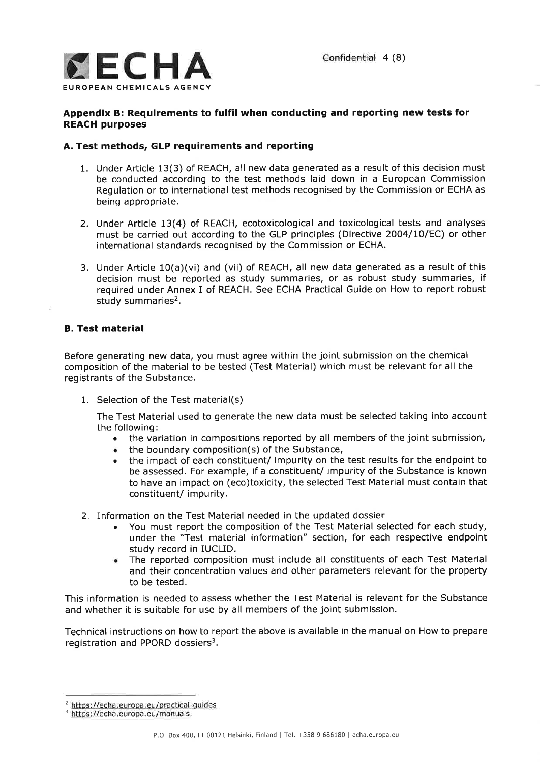## Appendix B: Requirements to fulfil when conducting and reporting new tests for REACH purposes

### A. Test methods, GLP requirements and reporting

1. Under Article 13(3) of REACH, all new data generated as a result of this decision must be conducted according to the test methods laid down in a European Commission Regulation or to international test methods recognised by the Commission or ECHA as being appropriate.
2. Under Article 13(4) of REACH, ecotoxicological and toxicological tests and analyses must be carried out according to the GLP principles (Directive 2004/10/EC) or other international standards recognised by the Commission or ECHA.
3. Under Article 10(a)(vi) and (vii) of REACH, all new data generated as a result of this decision must be reported as study summaries, or as robust study summaries, if required under Annex I of REACH. See ECHA Practical Guide on How to report robust study summaries[2].

### B. Test material

Before generating new data, you must agree within the joint submission on the chemical composition of the material to be tested (Test Material) which must be relevant for all the registrants of the Substance.

1. Selection of the Test material(s)

   The Test Material used to generate the new data must be selected taking into account the following:
   - the variation in compositions reported by all members of the joint submission,
   - the boundary composition(s) of the Substance,
   - the impact of each constituent/ impurity on the test results for the endpoint to be assessed. For example, if a constituent/ impurity of the Substance is known to have an impact on (eco)toxicity, the selected Test Material must contain that constituent/ impurity.

2. Information on the Test Material needed in the updated dossier
   - You must report the composition of the Test Material selected for each study, under the "Test material information" section, for each respective endpoint study record in IUCLID.
   - The reported composition must include all constituents of each Test Material and their concentration values and other parameters relevant for the property to be tested.

This information is needed to assess whether the Test Material is relevant for the Substance and whether it is suitable for use by all members of the joint submission.

Technical instructions on how to report the above is available in the manual on How to prepare registration and PPORD dossiers[3].

---

[2] https://echa.europa.eu/practical-guides

[3] https://echa.europa.eu/manuals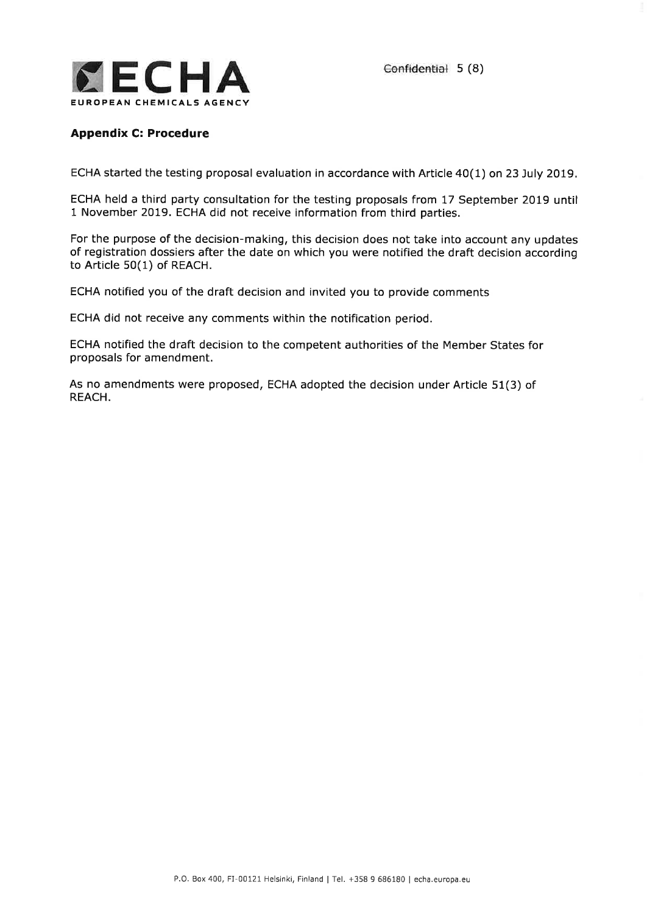**Appendix C: Procedure**

ECHA started the testing proposal evaluation in accordance with Article 40(1) on 23 July 2019.

ECHA held a third party consultation for the testing proposals from 17 September 2019 until 1 November 2019. ECHA did not receive information from third parties.

For the purpose of the decision-making, this decision does not take into account any updates of registration dossiers after the date on which you were notified the draft decision according to Article 50(1) of REACH.

ECHA notified you of the draft decision and invited you to provide comments

ECHA did not receive any comments within the notification period.

ECHA notified the draft decision to the competent authorities of the Member States for proposals for amendment.

As no amendments were proposed, ECHA adopted the decision under Article 51(3) of REACH.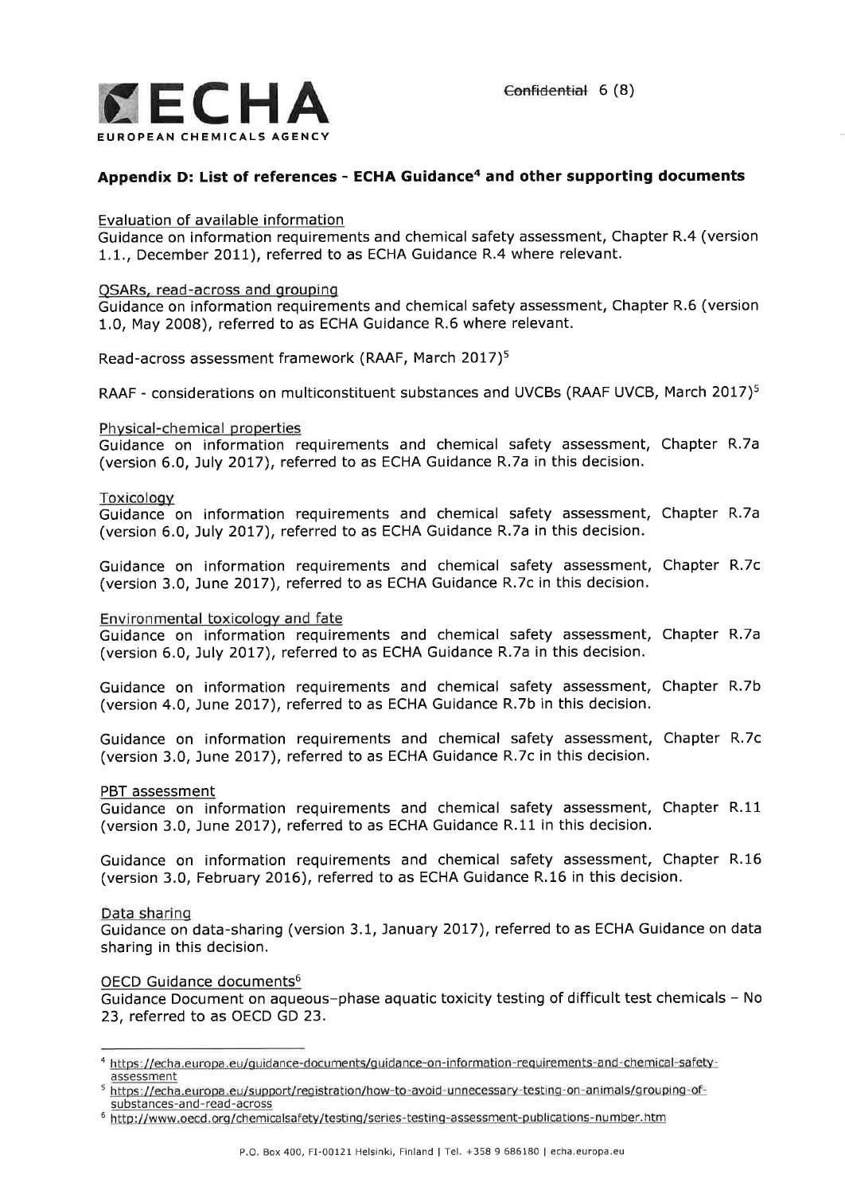## Appendix D: List of references - ECHA Guidance[4] and other supporting documents

Evaluation of available information

Guidance on information requirements and chemical safety assessment, Chapter R.4 (version 1.1., December 2011), referred to as ECHA Guidance R.4 where relevant.

QSARs, read-across and grouping

Guidance on information requirements and chemical safety assessment, Chapter R.6 (version 1.0, May 2008), referred to as ECHA Guidance R.6 where relevant.

Read-across assessment framework (RAAF, March 2017)[5]

RAAF - considerations on multiconstituent substances and UVCBs (RAAF UVCB, March 2017)[5]

Physical-chemical properties

Guidance on information requirements and chemical safety assessment, Chapter R.7a (version 6.0, July 2017), referred to as ECHA Guidance R.7a in this decision.

Toxicology

Guidance on information requirements and chemical safety assessment, Chapter R.7a (version 6.0, July 2017), referred to as ECHA Guidance R.7a in this decision.

Guidance on information requirements and chemical safety assessment, Chapter R.7c (version 3.0, June 2017), referred to as ECHA Guidance R.7c in this decision.

Environmental toxicology and fate

Guidance on information requirements and chemical safety assessment, Chapter R.7a (version 6.0, July 2017), referred to as ECHA Guidance R.7a in this decision.

Guidance on information requirements and chemical safety assessment, Chapter R.7b (version 4.0, June 2017), referred to as ECHA Guidance R.7b in this decision.

Guidance on information requirements and chemical safety assessment, Chapter R.7c (version 3.0, June 2017), referred to as ECHA Guidance R.7c in this decision.

PBT assessment

Guidance on information requirements and chemical safety assessment, Chapter R.11 (version 3.0, June 2017), referred to as ECHA Guidance R.11 in this decision.

Guidance on information requirements and chemical safety assessment, Chapter R.16 (version 3.0, February 2016), referred to as ECHA Guidance R.16 in this decision.

Data sharing

Guidance on data-sharing (version 3.1, January 2017), referred to as ECHA Guidance on data sharing in this decision.

OECD Guidance documents[6]

Guidance Document on aqueous–phase aquatic toxicity testing of difficult test chemicals – No 23, referred to as OECD GD 23.

---

[4] https://echa.europa.eu/guidance-documents/guidance-on-information-requirements-and-chemical-safety-assessment

[5] https://echa.europa.eu/support/registration/how-to-avoid-unnecessary-testing-on-animals/grouping-of-substances-and-read-across

[6] http://www.oecd.org/chemicalsafety/testing/series-testing-assessment-publications-number.htm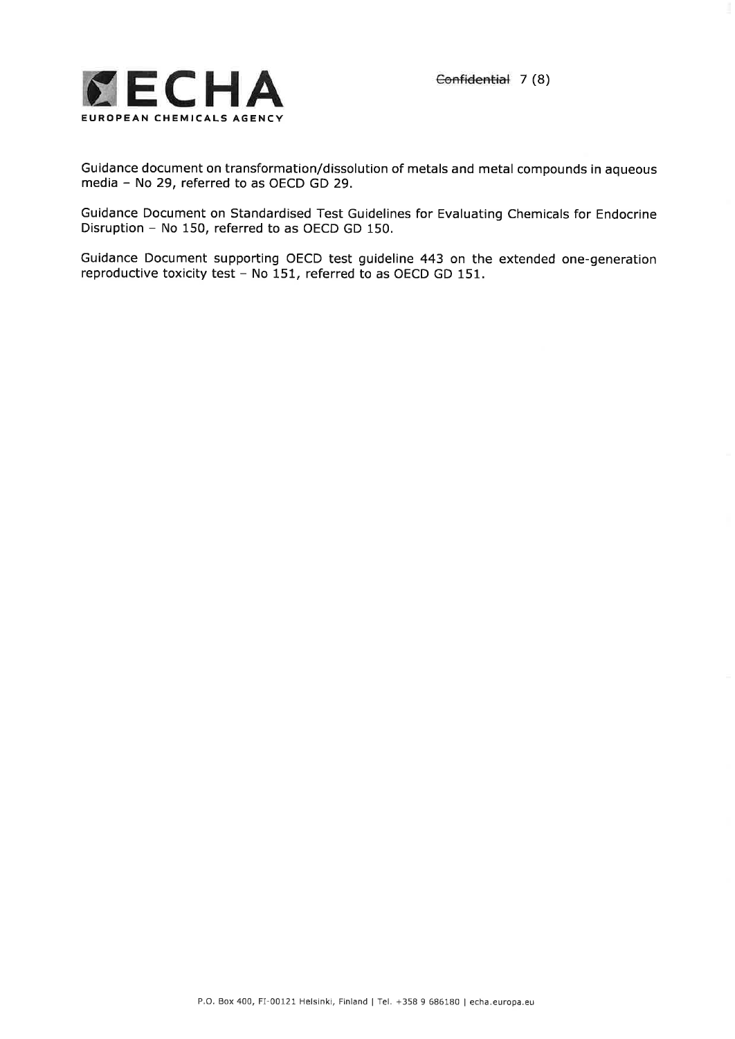Guidance document on transformation/dissolution of metals and metal compounds in aqueous media – No 29, referred to as OECD GD 29.

Guidance Document on Standardised Test Guidelines for Evaluating Chemicals for Endocrine Disruption – No 150, referred to as OECD GD 150.

Guidance Document supporting OECD test guideline 443 on the extended one-generation reproductive toxicity test – No 151, referred to as OECD GD 151.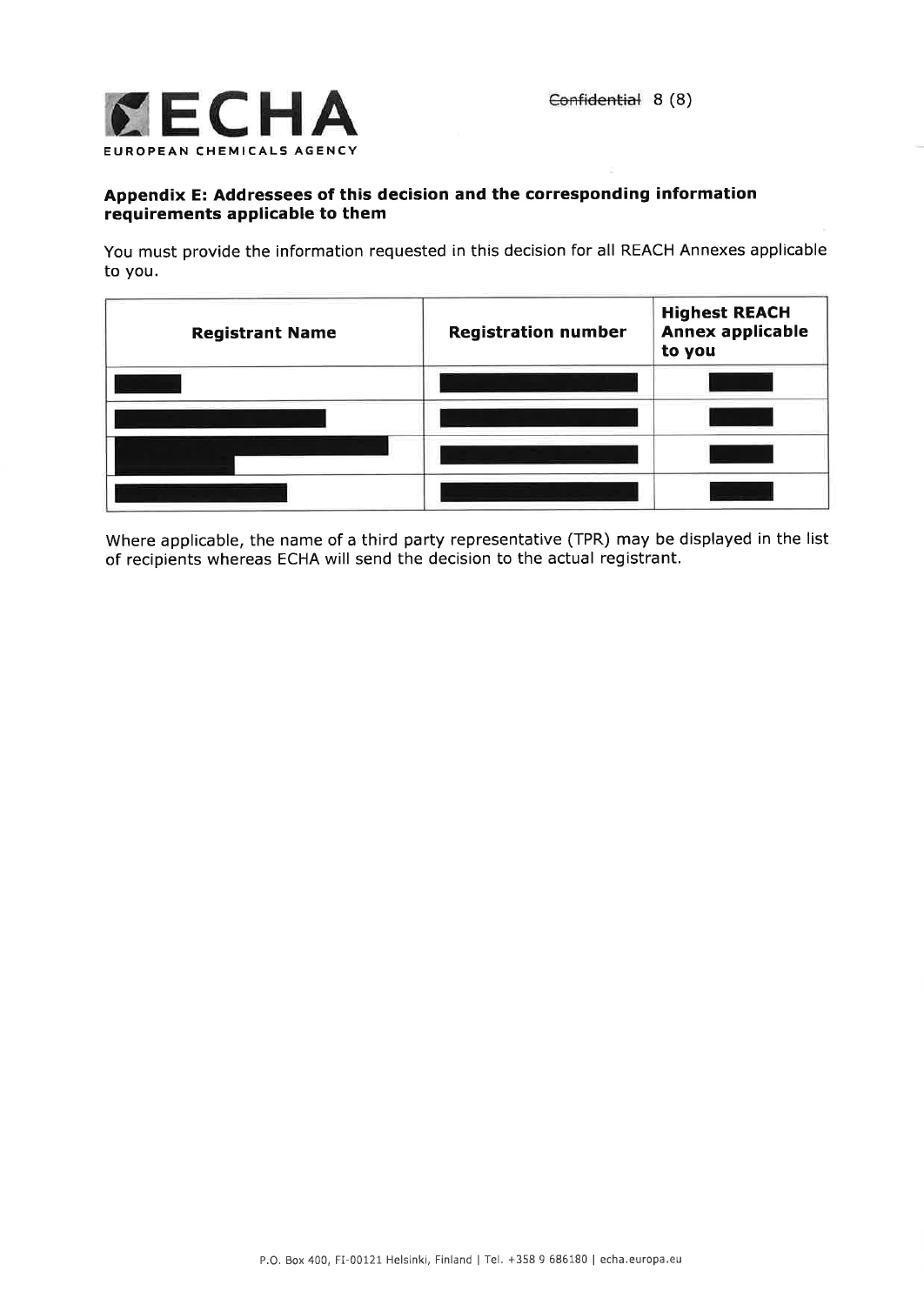## Appendix E: Addressees of this decision and the corresponding information requirements applicable to them

You must provide the information requested in this decision for all REACH Annexes applicable to you.

| Registrant Name | Registration number | Highest REACH Annex applicable to you |
|---|---|---|
| | | |
| | | |
| | | |
| | | |

Where applicable, the name of a third party representative (TPR) may be displayed in the list of recipients whereas ECHA will send the decision to the actual registrant.